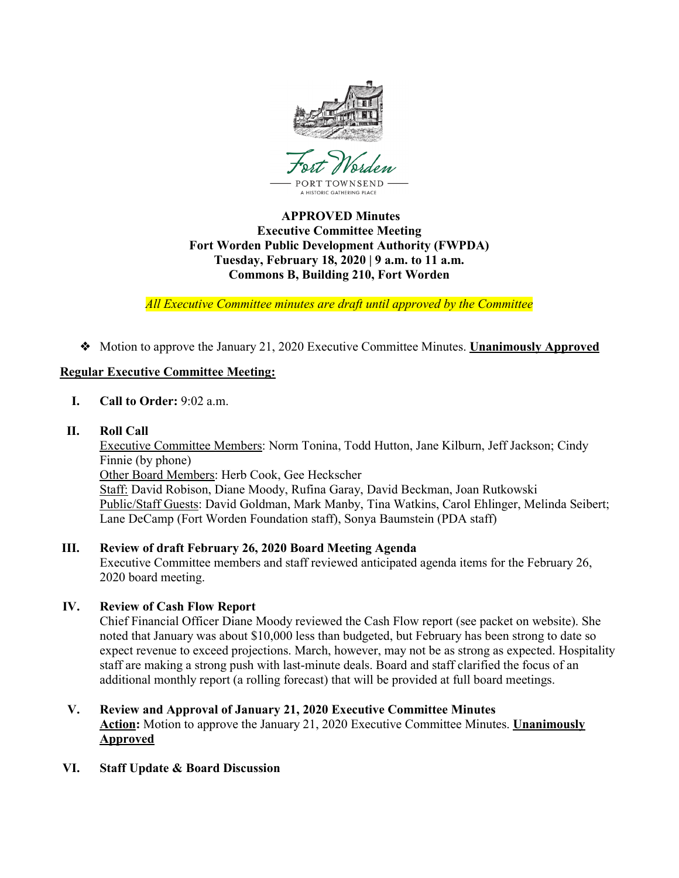Fort Worden

PORT TOWNSEND

A HISTORIC GATHERING PLACE

**APPROVED Minutes**
**Executive Committee Meeting**
**Fort Worden Public Development Authority (FWPDA)**
**Tuesday, February 18, 2020 | 9 a.m. to 11 a.m.**
**Commons B, Building 210, Fort Worden**

*All Executive Committee minutes are draft until approved by the Committee*

- Motion to approve the January 21, 2020 Executive Committee Minutes. **Unanimously Approved**

**Regular Executive Committee Meeting:**

I. **Call to Order:** 9:02 a.m.

II. **Roll Call**
Executive Committee Members: Norm Tonina, Todd Hutton, Jane Kilburn, Jeff Jackson; Cindy Finnie (by phone)
Other Board Members: Herb Cook, Gee Heckscher
Staff: David Robison, Diane Moody, Rufina Garay, David Beckman, Joan Rutkowski
Public/Staff Guests: David Goldman, Mark Manby, Tina Watkins, Carol Ehlinger, Melinda Seibert; Lane DeCamp (Fort Worden Foundation staff), Sonya Baumstein (PDA staff)

III. **Review of draft February 26, 2020 Board Meeting Agenda**
Executive Committee members and staff reviewed anticipated agenda items for the February 26, 2020 board meeting.

IV. **Review of Cash Flow Report**
Chief Financial Officer Diane Moody reviewed the Cash Flow report (see packet on website). She noted that January was about $10,000 less than budgeted, but February has been strong to date so expect revenue to exceed projections. March, however, may not be as strong as expected. Hospitality staff are making a strong push with last-minute deals. Board and staff clarified the focus of an additional monthly report (a rolling forecast) that will be provided at full board meetings.

V. **Review and Approval of January 21, 2020 Executive Committee Minutes**
**Action:** Motion to approve the January 21, 2020 Executive Committee Minutes. **Unanimously Approved**

VI. **Staff Update & Board Discussion**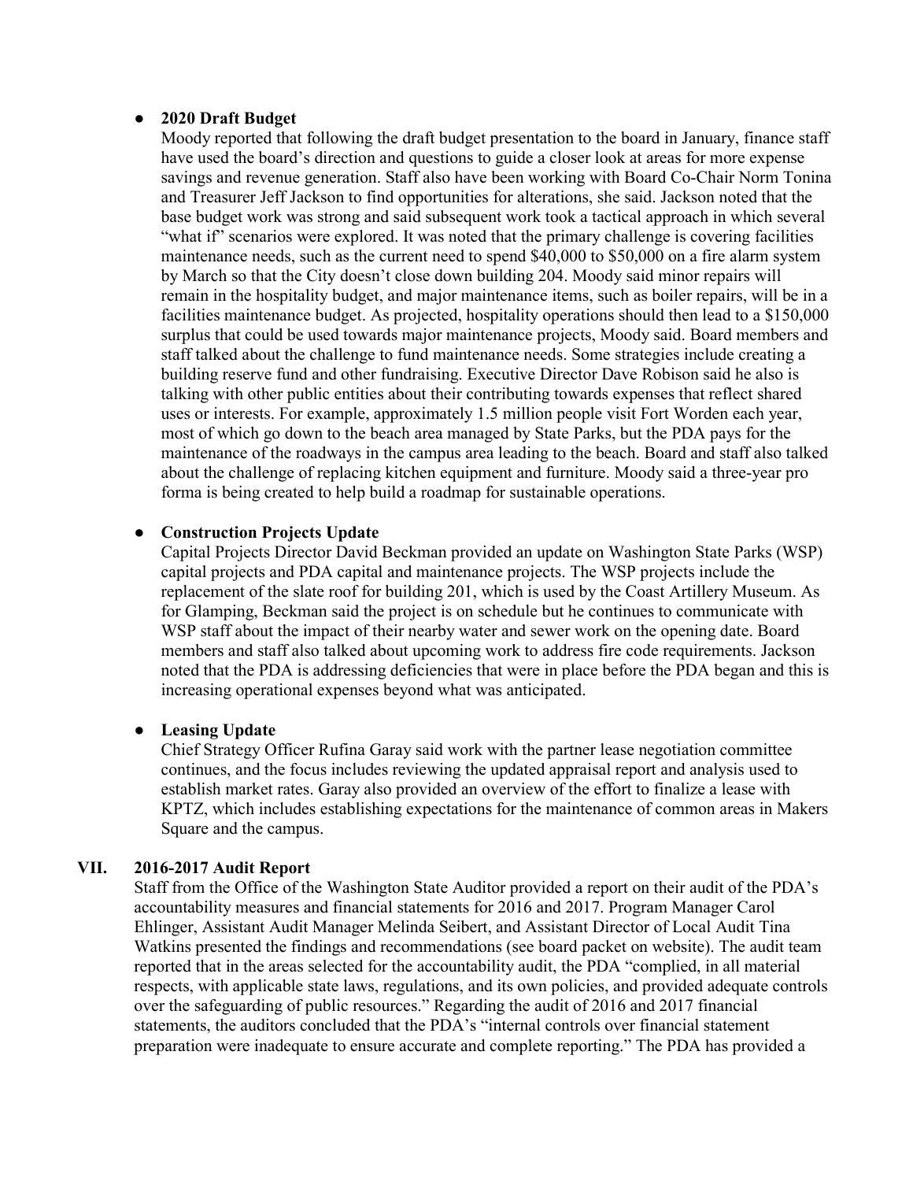- **2020 Draft Budget**
  Moody reported that following the draft budget presentation to the board in January, finance staff have used the board's direction and questions to guide a closer look at areas for more expense savings and revenue generation. Staff also have been working with Board Co-Chair Norm Tonina and Treasurer Jeff Jackson to find opportunities for alterations, she said. Jackson noted that the base budget work was strong and said subsequent work took a tactical approach in which several "what if" scenarios were explored. It was noted that the primary challenge is covering facilities maintenance needs, such as the current need to spend $40,000 to $50,000 on a fire alarm system by March so that the City doesn't close down building 204. Moody said minor repairs will remain in the hospitality budget, and major maintenance items, such as boiler repairs, will be in a facilities maintenance budget. As projected, hospitality operations should then lead to a $150,000 surplus that could be used towards major maintenance projects, Moody said. Board members and staff talked about the challenge to fund maintenance needs. Some strategies include creating a building reserve fund and other fundraising. Executive Director Dave Robison said he also is talking with other public entities about their contributing towards expenses that reflect shared uses or interests. For example, approximately 1.5 million people visit Fort Worden each year, most of which go down to the beach area managed by State Parks, but the PDA pays for the maintenance of the roadways in the campus area leading to the beach. Board and staff also talked about the challenge of replacing kitchen equipment and furniture. Moody said a three-year pro forma is being created to help build a roadmap for sustainable operations.

- **Construction Projects Update**
  Capital Projects Director David Beckman provided an update on Washington State Parks (WSP) capital projects and PDA capital and maintenance projects. The WSP projects include the replacement of the slate roof for building 201, which is used by the Coast Artillery Museum. As for Glamping, Beckman said the project is on schedule but he continues to communicate with WSP staff about the impact of their nearby water and sewer work on the opening date. Board members and staff also talked about upcoming work to address fire code requirements. Jackson noted that the PDA is addressing deficiencies that were in place before the PDA began and this is increasing operational expenses beyond what was anticipated.

- **Leasing Update**
  Chief Strategy Officer Rufina Garay said work with the partner lease negotiation committee continues, and the focus includes reviewing the updated appraisal report and analysis used to establish market rates. Garay also provided an overview of the effort to finalize a lease with KPTZ, which includes establishing expectations for the maintenance of common areas in Makers Square and the campus.

## VII. 2016-2017 Audit Report

Staff from the Office of the Washington State Auditor provided a report on their audit of the PDA's accountability measures and financial statements for 2016 and 2017. Program Manager Carol Ehlinger, Assistant Audit Manager Melinda Seibert, and Assistant Director of Local Audit Tina Watkins presented the findings and recommendations (see board packet on website). The audit team reported that in the areas selected for the accountability audit, the PDA "complied, in all material respects, with applicable state laws, regulations, and its own policies, and provided adequate controls over the safeguarding of public resources." Regarding the audit of 2016 and 2017 financial statements, the auditors concluded that the PDA's "internal controls over financial statement preparation were inadequate to ensure accurate and complete reporting." The PDA has provided a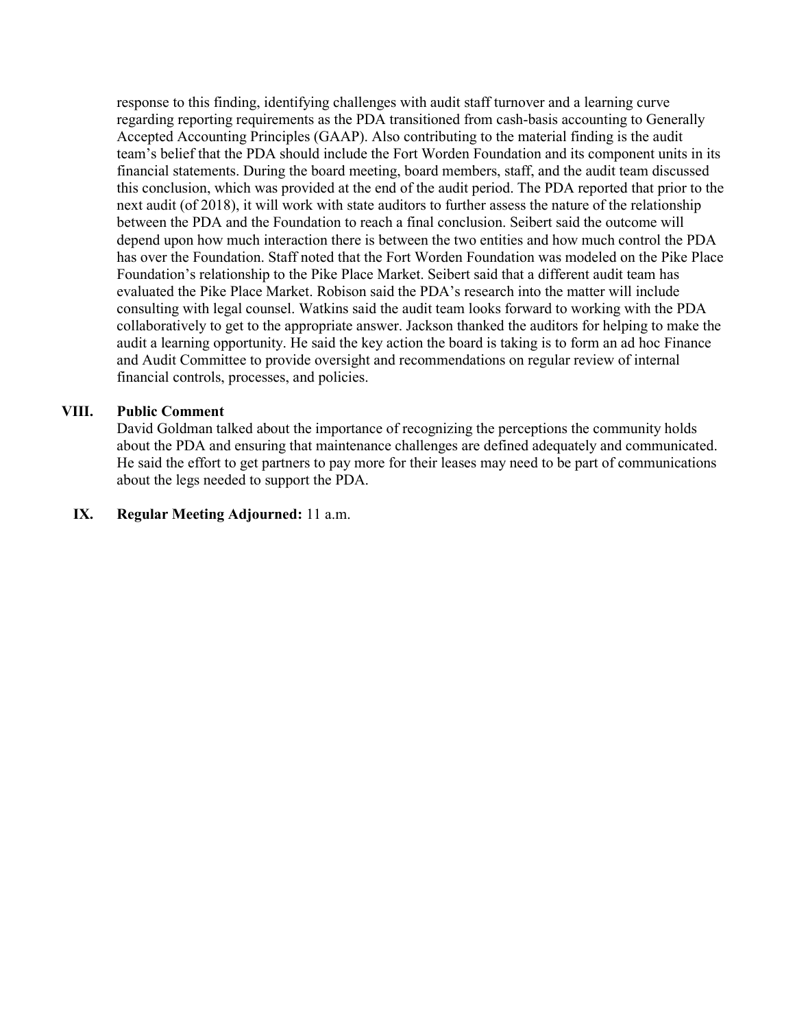response to this finding, identifying challenges with audit staff turnover and a learning curve regarding reporting requirements as the PDA transitioned from cash-basis accounting to Generally Accepted Accounting Principles (GAAP). Also contributing to the material finding is the audit team's belief that the PDA should include the Fort Worden Foundation and its component units in its financial statements. During the board meeting, board members, staff, and the audit team discussed this conclusion, which was provided at the end of the audit period. The PDA reported that prior to the next audit (of 2018), it will work with state auditors to further assess the nature of the relationship between the PDA and the Foundation to reach a final conclusion. Seibert said the outcome will depend upon how much interaction there is between the two entities and how much control the PDA has over the Foundation. Staff noted that the Fort Worden Foundation was modeled on the Pike Place Foundation's relationship to the Pike Place Market. Seibert said that a different audit team has evaluated the Pike Place Market. Robison said the PDA's research into the matter will include consulting with legal counsel. Watkins said the audit team looks forward to working with the PDA collaboratively to get to the appropriate answer. Jackson thanked the auditors for helping to make the audit a learning opportunity. He said the key action the board is taking is to form an ad hoc Finance and Audit Committee to provide oversight and recommendations on regular review of internal financial controls, processes, and policies.

## VIII. Public Comment

David Goldman talked about the importance of recognizing the perceptions the community holds about the PDA and ensuring that maintenance challenges are defined adequately and communicated. He said the effort to get partners to pay more for their leases may need to be part of communications about the legs needed to support the PDA.

## IX. Regular Meeting Adjourned: 11 a.m.